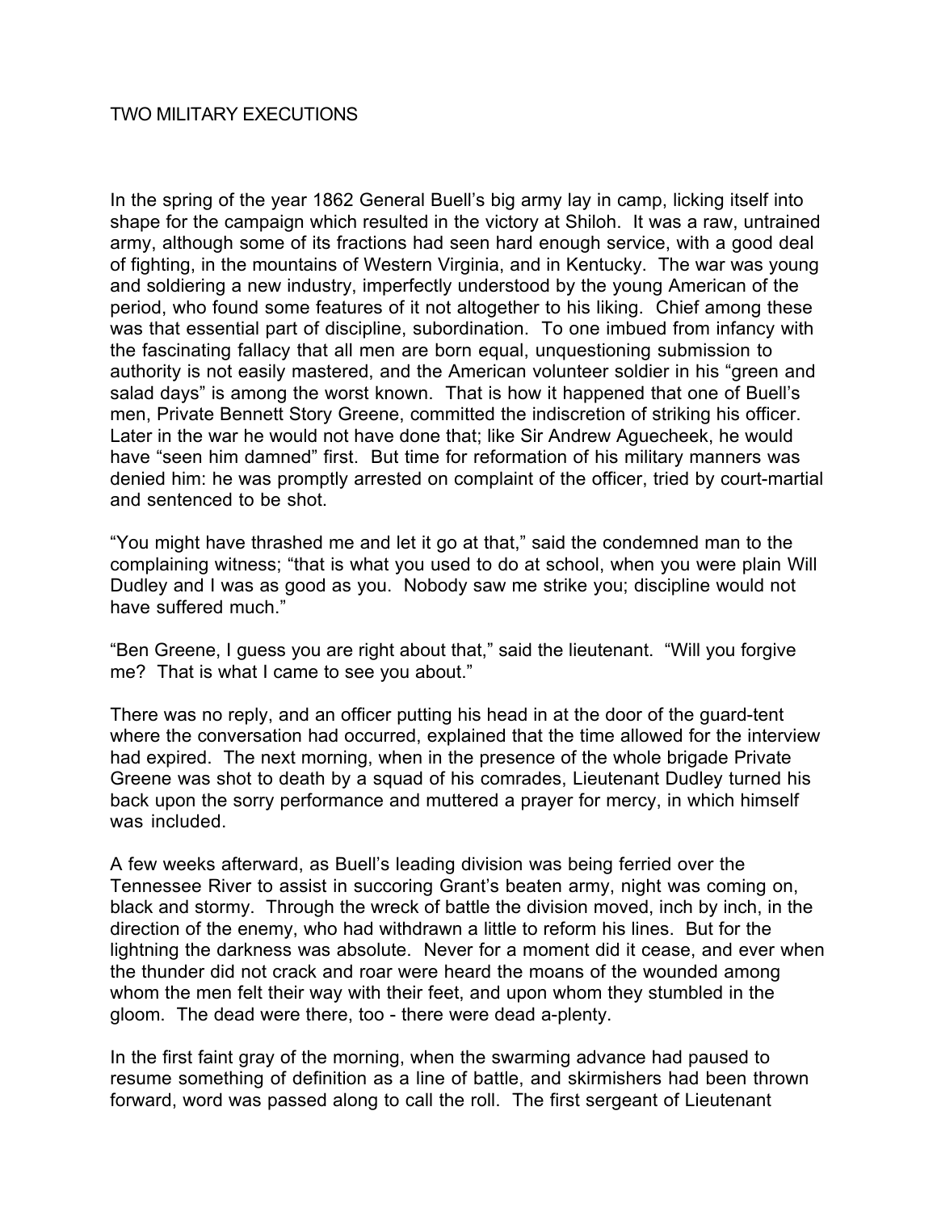# TWO MILITARY EXECUTIONS

In the spring of the year 1862 General Buell's big army lay in camp, licking itself into shape for the campaign which resulted in the victory at Shiloh. It was a raw, untrained army, although some of its fractions had seen hard enough service, with a good deal of fighting, in the mountains of Western Virginia, and in Kentucky. The war was young and soldiering a new industry, imperfectly understood by the young American of the period, who found some features of it not altogether to his liking. Chief among these was that essential part of discipline, subordination. To one imbued from infancy with the fascinating fallacy that all men are born equal, unquestioning submission to authority is not easily mastered, and the American volunteer soldier in his "green and salad days" is among the worst known. That is how it happened that one of Buell's men, Private Bennett Story Greene, committed the indiscretion of striking his officer. Later in the war he would not have done that; like Sir Andrew Aguecheek, he would have "seen him damned" first. But time for reformation of his military manners was denied him: he was promptly arrested on complaint of the officer, tried by court-martial and sentenced to be shot.

"You might have thrashed me and let it go at that," said the condemned man to the complaining witness; "that is what you used to do at school, when you were plain Will Dudley and I was as good as you. Nobody saw me strike you; discipline would not have suffered much."

"Ben Greene, I guess you are right about that," said the lieutenant. "Will you forgive me? That is what I came to see you about."

There was no reply, and an officer putting his head in at the door of the guard-tent where the conversation had occurred, explained that the time allowed for the interview had expired. The next morning, when in the presence of the whole brigade Private Greene was shot to death by a squad of his comrades, Lieutenant Dudley turned his back upon the sorry performance and muttered a prayer for mercy, in which himself was included.

A few weeks afterward, as Buell's leading division was being ferried over the Tennessee River to assist in succoring Grant's beaten army, night was coming on, black and stormy. Through the wreck of battle the division moved, inch by inch, in the direction of the enemy, who had withdrawn a little to reform his lines. But for the lightning the darkness was absolute. Never for a moment did it cease, and ever when the thunder did not crack and roar were heard the moans of the wounded among whom the men felt their way with their feet, and upon whom they stumbled in the gloom. The dead were there, too - there were dead a-plenty.

In the first faint gray of the morning, when the swarming advance had paused to resume something of definition as a line of battle, and skirmishers had been thrown forward, word was passed along to call the roll. The first sergeant of Lieutenant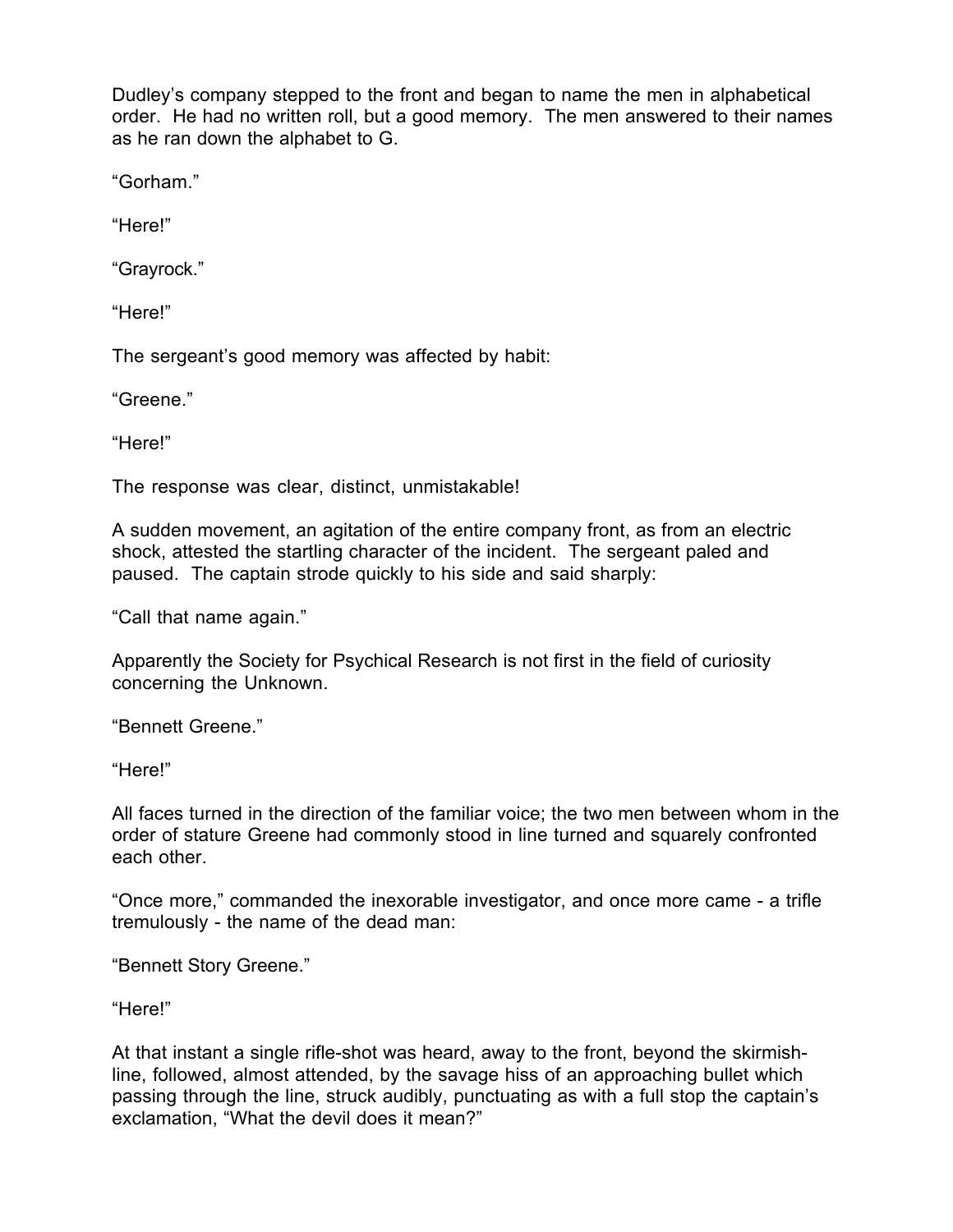Dudley's company stepped to the front and began to name the men in alphabetical order. He had no written roll, but a good memory. The men answered to their names as he ran down the alphabet to G.

"Gorham."

"Here!"

"Grayrock."

"Here!"

The sergeant's good memory was affected by habit:

"Greene."

"Here!"

The response was clear, distinct, unmistakable!

A sudden movement, an agitation of the entire company front, as from an electric shock, attested the startling character of the incident. The sergeant paled and paused. The captain strode quickly to his side and said sharply:

"Call that name again."

Apparently the Society for Psychical Research is not first in the field of curiosity concerning the Unknown.

"Bennett Greene."

"Here!"

All faces turned in the direction of the familiar voice; the two men between whom in the order of stature Greene had commonly stood in line turned and squarely confronted each other.

"Once more," commanded the inexorable investigator, and once more came - a trifle tremulously - the name of the dead man:

"Bennett Story Greene."

"Here!"

At that instant a single rifle-shot was heard, away to the front, beyond the skirmish-line, followed, almost attended, by the savage hiss of an approaching bullet which passing through the line, struck audibly, punctuating as with a full stop the captain's exclamation, "What the devil does it mean?"